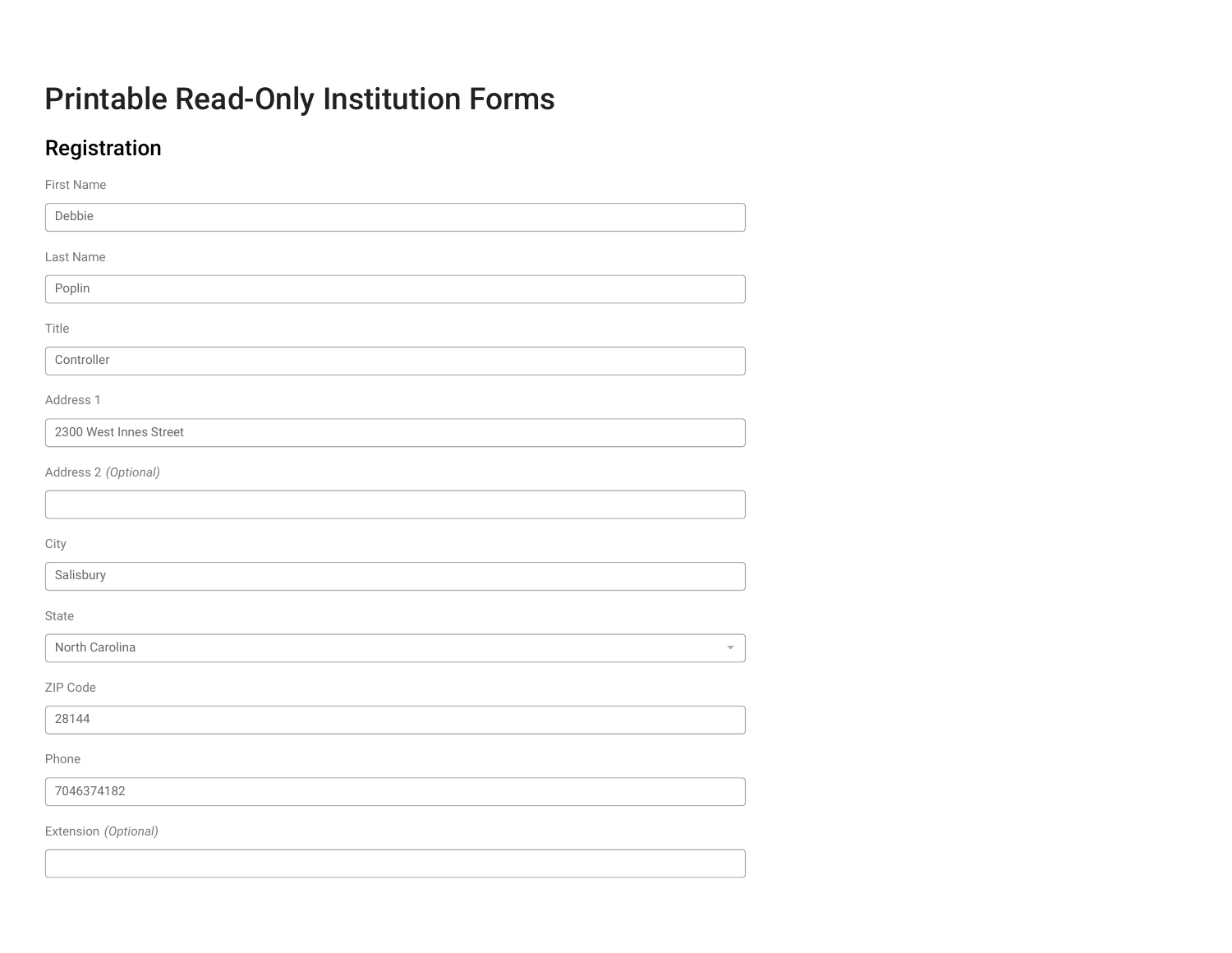# Printable Read-Only Institution Forms

## Registration

First Name

Debbie

Last Name

Poplin

Title

Controller

Address 1

2300 West Innes Street

Address 2 *(Optional)*

City

Salisbury

State

North Carolina

ZIP Code

28144

Phone

7046374182

Extension *(Optional)*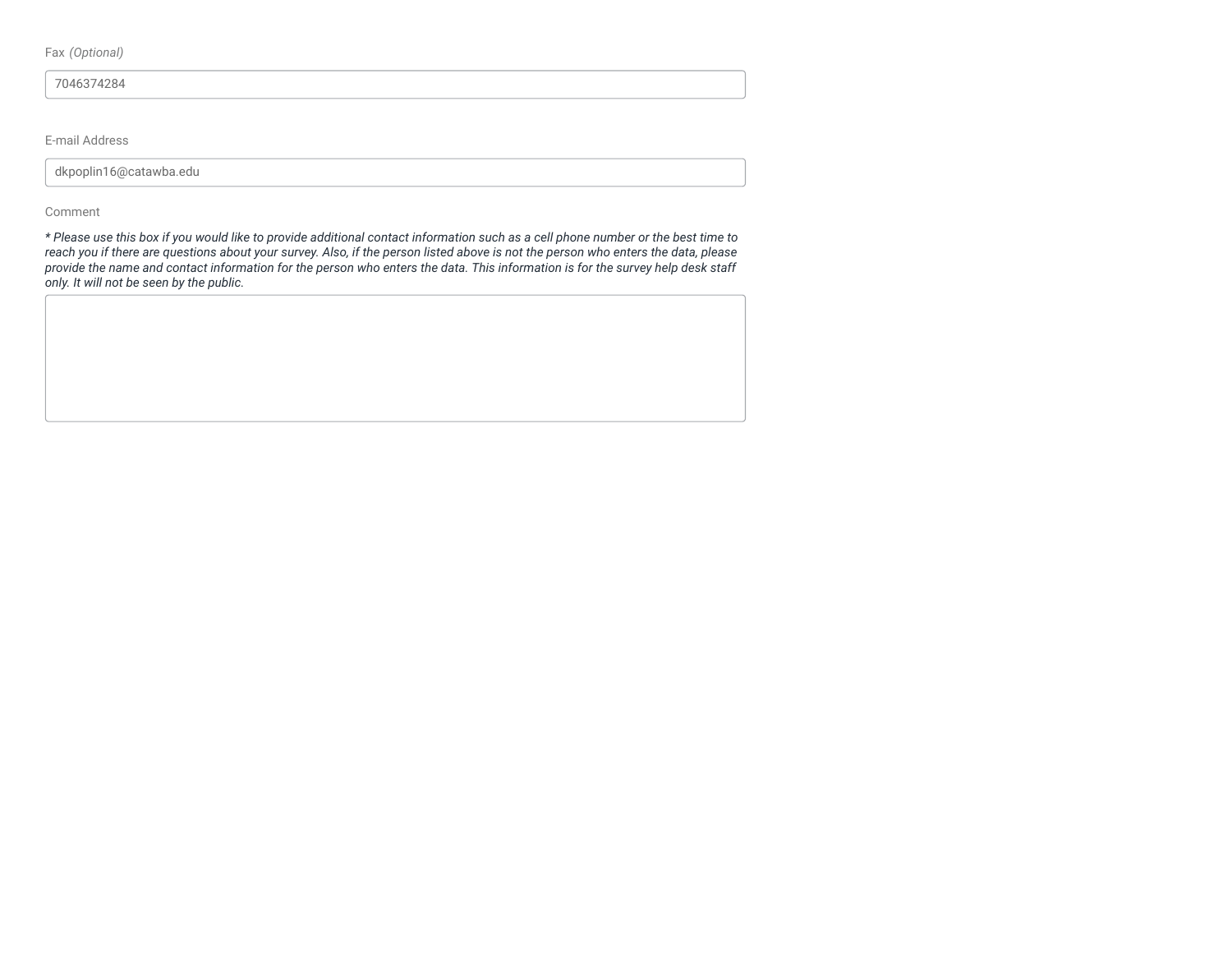Fax *(Optional)*

7046374284

E-mail Address

dkpoplin16@catawba.edu

Comment

** Please use this box if you would like to provide additional contact information such as a cell phone number or the best time to reach you if there are questions about your survey. Also, if the person listed above is not the person who enters the data, please provide the name and contact information for the person who enters the data. This information is for the survey help desk staff only. It will not be seen by the public.*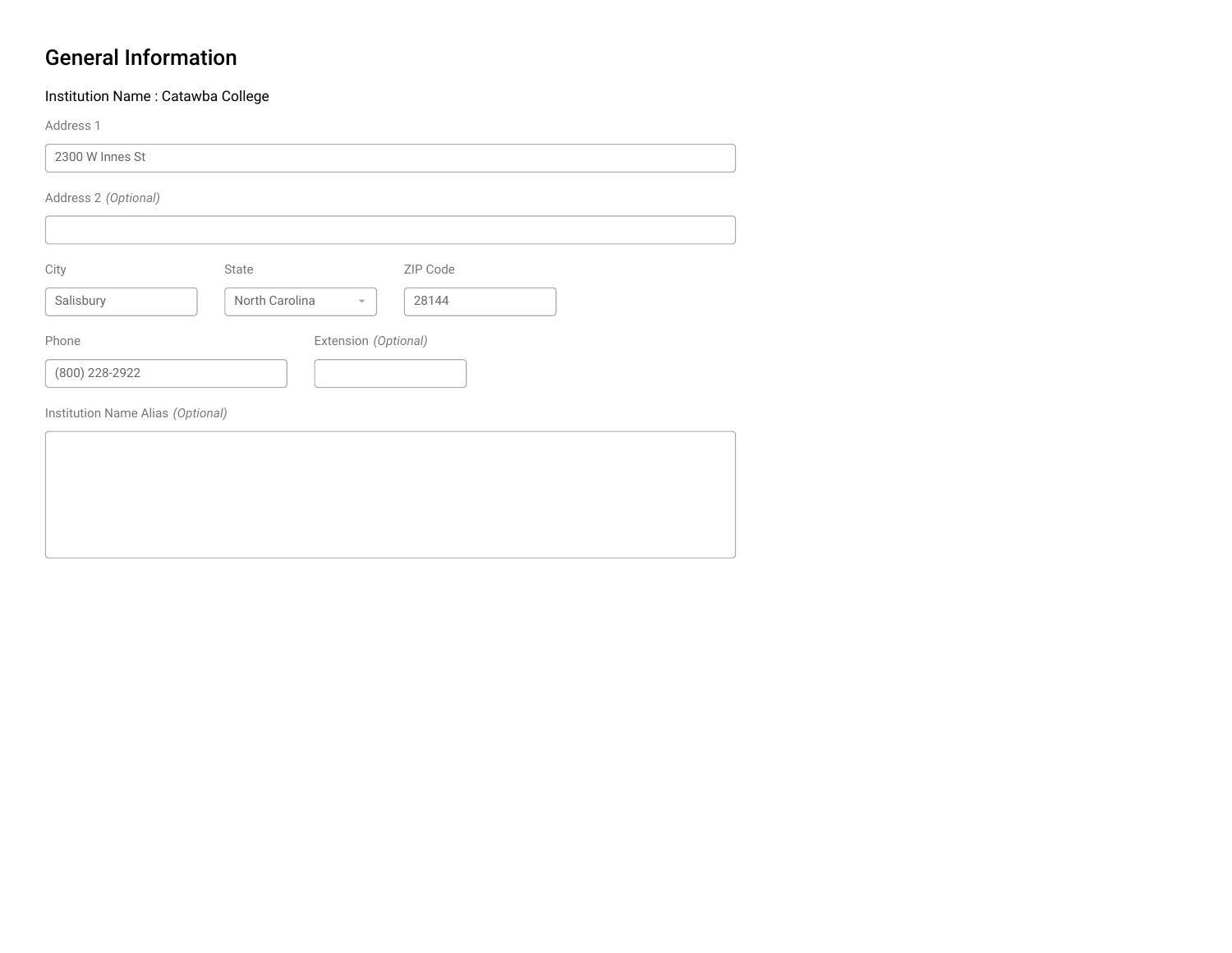## General Information

Institution Name : Catawba College

Address 1

2300 W Innes St

Address 2 *(Optional)*

City: Salisbury

State: North Carolina

ZIP Code: 28144

Phone: (800) 228-2922

Extension *(Optional)*

Institution Name Alias *(Optional)*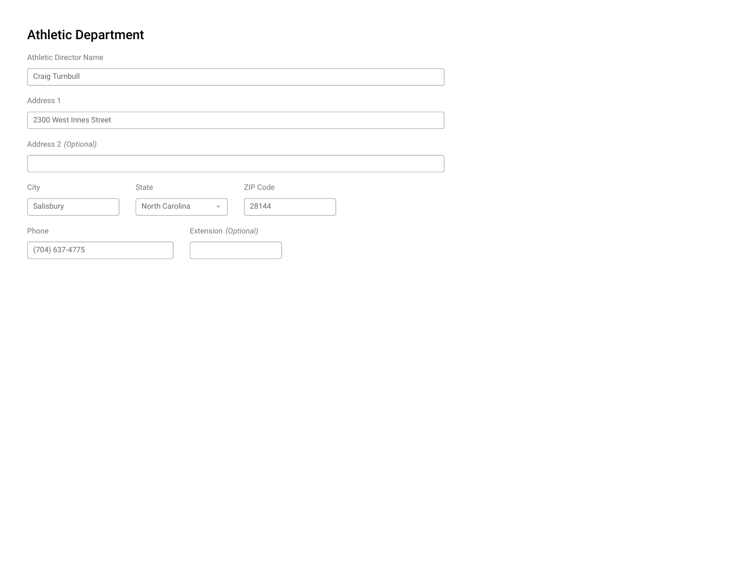## Athletic Department

Athletic Director Name

Craig Turnbull

Address 1

2300 West Innes Street

Address 2 *(Optional)*

City

Salisbury

State

North Carolina

ZIP Code

28144

Phone

(704) 637-4775

Extension *(Optional)*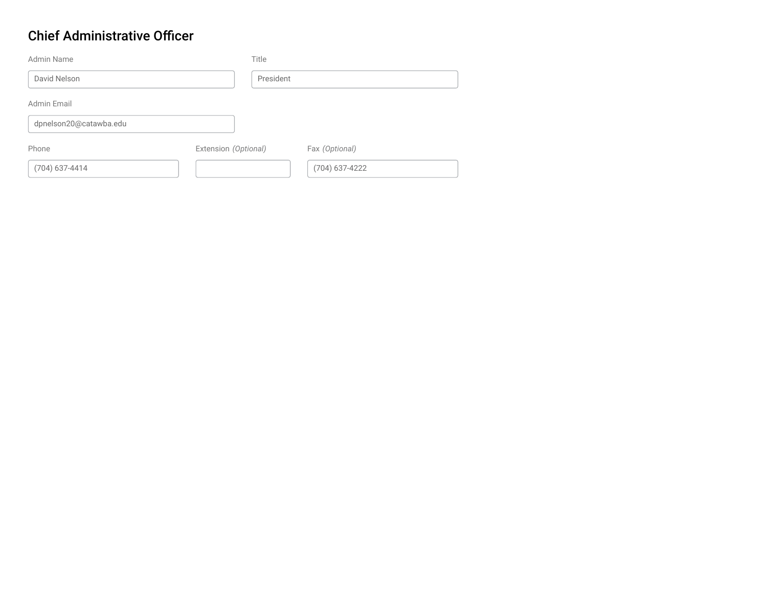## Chief Administrative Officer

Admin Name

David Nelson

Title

President

Admin Email

dpnelson20@catawba.edu

Phone

(704) 637-4414

Extension *(Optional)*

Fax *(Optional)*

(704) 637-4222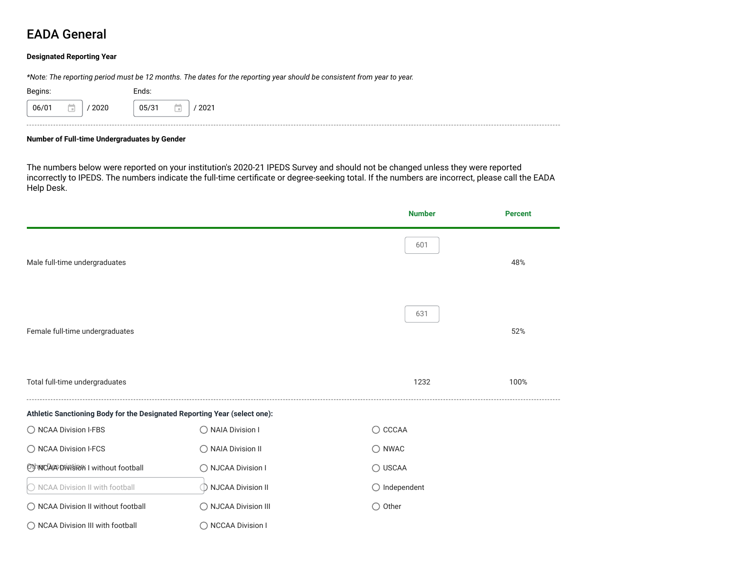# EADA General

**Designated Reporting Year**

*\*Note: The reporting period must be 12 months. The dates for the reporting year should be consistent from year to year.*

Begins: 06/01 / 2020

Ends: 05/31 / 2021

---

**Number of Full-time Undergraduates by Gender**

The numbers below were reported on your institution's 2020-21 IPEDS Survey and should not be changed unless they were reported incorrectly to IPEDS. The numbers indicate the full-time certificate or degree-seeking total. If the numbers are incorrect, please call the EADA Help Desk.

| | Number | Percent |
|---|---|---|
| Male full-time undergraduates | 601 | 48% |
| Female full-time undergraduates | 631 | 52% |
| Total full-time undergraduates | 1232 | 100% |

---

**Athletic Sanctioning Body for the Designated Reporting Year (select one):**

- ○ NCAA Division I-FBS
- ○ NCAA Division I-FCS
- ○ NCAA Division I without football
- ○ NCAA Division II with football
- ○ NCAA Division II without football
- ○ NCAA Division III with football
- ○ NAIA Division I
- ○ NAIA Division II
- ○ NJCAA Division I
- ○ NJCAA Division II
- ○ NJCAA Division III
- ○ NCCAA Division I
- ○ CCCAA
- ○ NWAC
- ○ USCAA
- ○ Independent
- ○ Other

Other Description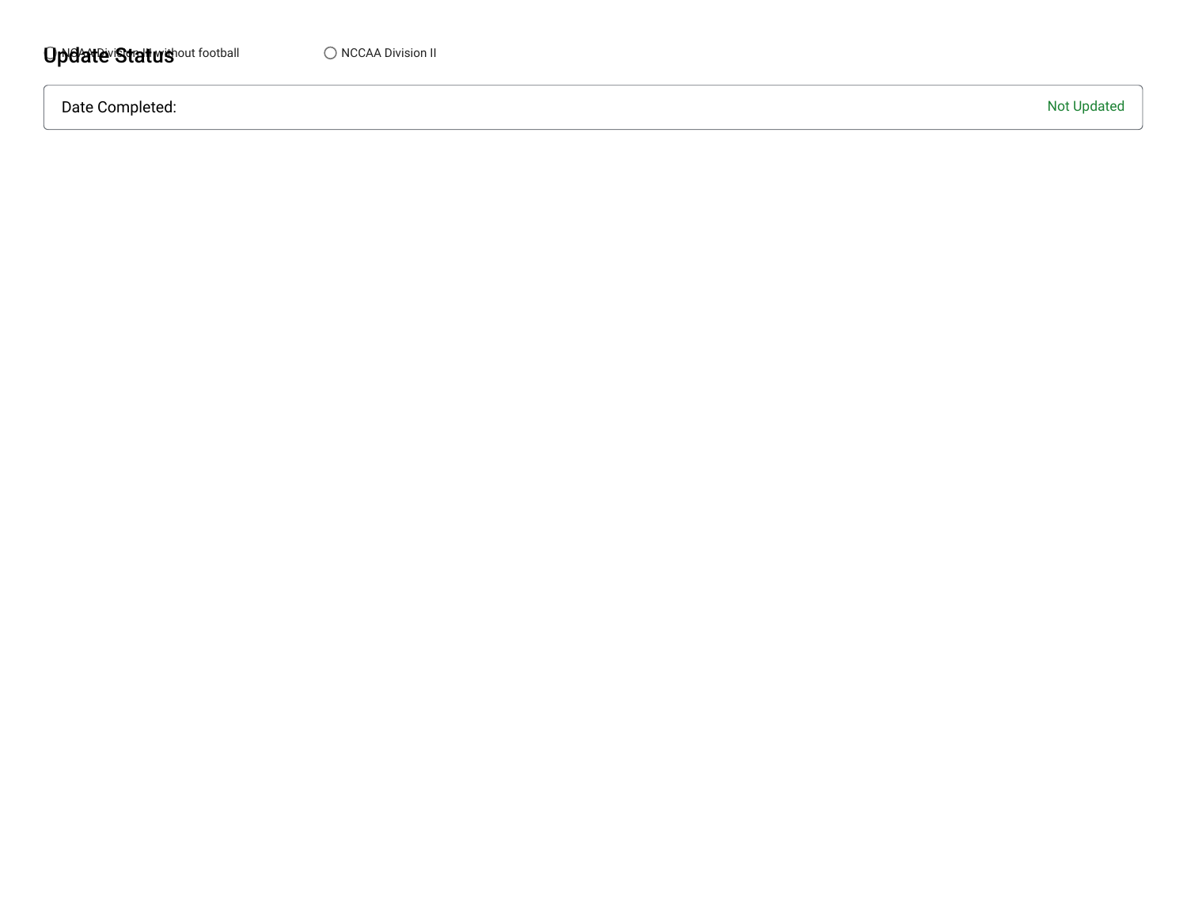☐ NCAA Division II without football ○ NCCAA Division II

## Update Status

| | |
|---|---|
| Date Completed: | Not Updated |